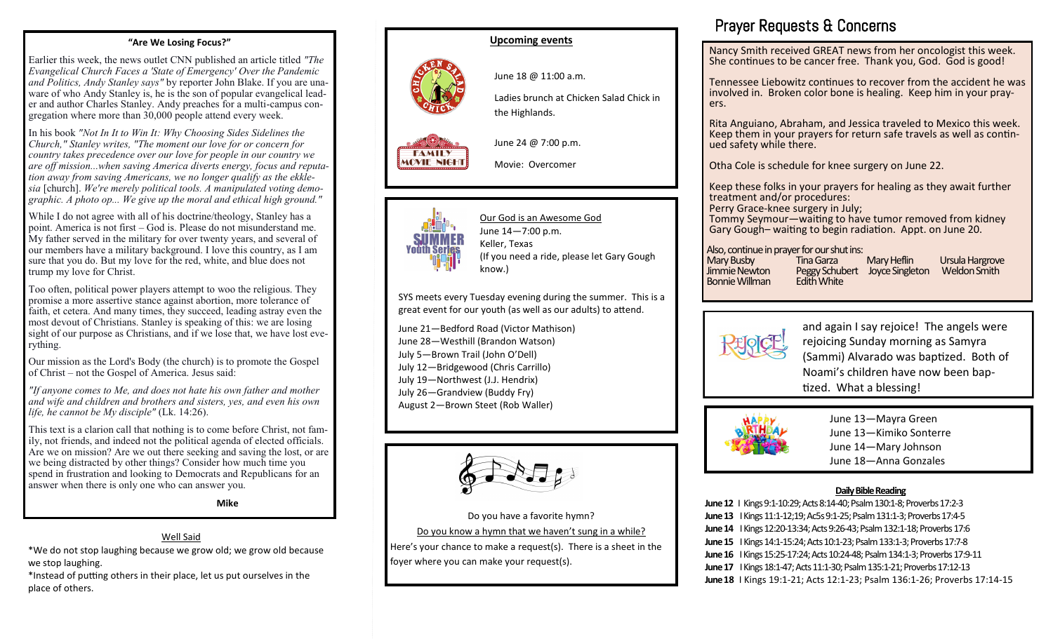### "Are We Losing Focus?"

Earlier this week, the news outlet CNN published an article titled *"The Evangelical Church Faces a 'State of Emergency' Over the Pandemic and Politics, Andy Stanley says"* by reporter John Blake. If you are unaware of who Andy Stanley is, he is the son of popular evangelical leader and author Charles Stanley. Andy preaches for a multi-campus congregation where more than 30,000 people attend every week.

In his book *"Not In It to Win It: Why Choosing Sides Sidelines the Church," Stanley writes, "The moment our love for or concern for country takes precedence over our love for people in our country we are off mission...when saving America diverts energy, focus and reputation away from saving Americans, we no longer qualify as the ekklesia* [church]. *We're merely political tools. A manipulated voting demographic. A photo op... We give up the moral and ethical high ground."*

While I do not agree with all of his doctrine/theology, Stanley has a point. America is not first – God is. Please do not misunderstand me. My father served in the military for over twenty years, and several of our members have a military background. I love this country, as I am sure that you do. But my love for the red, white, and blue does not trump my love for Christ.

Too often, political power players attempt to woo the religious. They promise a more assertive stance against abortion, more tolerance of faith, et cetera. And many times, they succeed, leading astray even the most devout of Christians. Stanley is speaking of this: we are losing sight of our purpose as Christians, and if we lose that, we have lost everything.

Our mission as the Lord's Body (the church) is to promote the Gospel of Christ – not the Gospel of America. Jesus said:

*"If anyone comes to Me, and does not hate his own father and mother and wife and children and brothers and sisters, yes, and even his own life, he cannot be My disciple"* (Lk. 14:26).

This text is a clarion call that nothing is to come before Christ, not family, not friends, and indeed not the political agenda of elected officials. Are we on mission? Are we out there seeking and saving the lost, or are we being distracted by other things? Consider how much time you spend in frustration and looking to Democrats and Republicans for an answer when there is only one who can answer you.

**Mike**

### Well Said

*We do not stop laughing because we grow old; we grow old because we stop laughing.

*Instead of putting others in their place, let us put ourselves in the place of others.

### Upcoming events

June 18 @ 11:00 a.m.

Ladies brunch at Chicken Salad Chick in the Highlands.

June 24 @ 7:00 p.m.

Movie: Overcomer

Our God is an Awesome God
June 14—7:00 p.m.
Keller, Texas
(If you need a ride, please let Gary Gough know.)

SYS meets every Tuesday evening during the summer. This is a great event for our youth (as well as our adults) to attend.

June 21—Bedford Road (Victor Mathison)
June 28—Westhill (Brandon Watson)
July 5—Brown Trail (John O'Dell)
July 12—Bridgewood (Chris Carrillo)
July 19—Northwest (J.J. Hendrix)
July 26—Grandview (Buddy Fry)
August 2—Brown Steet (Rob Waller)

Do you have a favorite hymn?

Do you know a hymn that we haven't sung in a while?

Here's your chance to make a request(s). There is a sheet in the foyer where you can make your request(s).

## Prayer Requests & Concerns

Nancy Smith received GREAT news from her oncologist this week. She continues to be cancer free. Thank you, God. God is good!

Tennessee Liebowitz continues to recover from the accident he was involved in. Broken color bone is healing. Keep him in your prayers.

Rita Anguiano, Abraham, and Jessica traveled to Mexico this week. Keep them in your prayers for return safe travels as well as continued safety while there.

Otha Cole is schedule for knee surgery on June 22.

Keep these folks in your prayers for healing as they await further treatment and/or procedures:
Perry Grace-knee surgery in July;
Tommy Seymour—waiting to have tumor removed from kidney
Gary Gough– waiting to begin radiation. Appt. on June 20.

Also, continue in prayer for our shut ins:
Mary Busby, Tina Garza, Mary Heflin, Ursula Hargrove, Jimmie Newton, Peggy Schubert, Joyce Singleton, Weldon Smith, Bonnie Willman, Edith White

and again I say rejoice! The angels were rejoicing Sunday morning as Samyra (Sammi) Alvarado was baptized. Both of Noami's children have now been baptized. What a blessing!

June 13—Mayra Green
June 13—Kimiko Sonterre
June 14—Mary Johnson
June 18—Anna Gonzales

### Daily Bible Reading

**June 12** I Kings 9:1-10:29; Acts 8:14-40; Psalm 130:1-8; Proverbs 17:2-3
**June 13** I Kings 11:1-12;19; Ac5s 9:1-25; Psalm 131:1-3; Proverbs 17:4-5
**June 14** I Kings 12:20-13:34; Acts 9:26-43; Psalm 132:1-18; Proverbs 17:6
**June 15** I Kings 14:1-15:24; Acts 10:1-23; Psalm 133:1-3; Proverbs 17:7-8
**June 16** I Kings 15:25-17:24; Acts 10:24-48; Psalm 134:1-3; Proverbs 17:9-11
**June 17** I Kings 18:1-47; Acts 11:1-30; Psalm 135:1-21; Proverbs 17:12-13
**June 18** I Kings 19:1-21; Acts 12:1-23; Psalm 136:1-26; Proverbs 17:14-15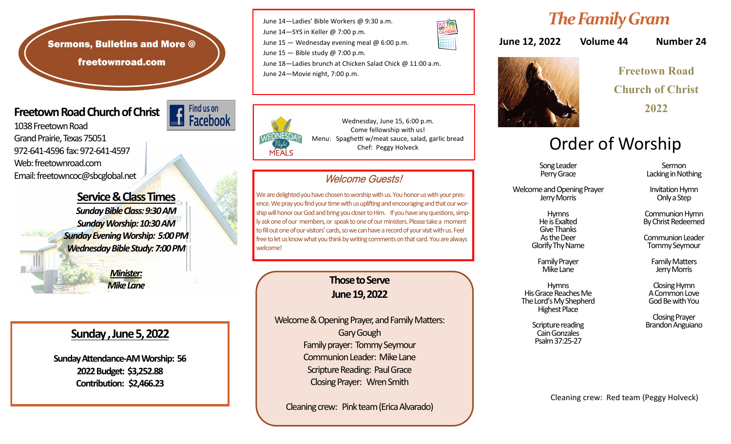**Sermons, Bulletins and More @**

**freetownroad.com**

## Freetown Road Church of Christ

1038 Freetown Road
Grand Prairie, Texas 75051
972-641-4596 fax: 972-641-4597
Web: freetownroad.com
Email: freetowncoc@sbcglobal.net

Find us on Facebook

### Service & Class Times

***Sunday Bible Class: 9:30 AM***
***Sunday Worship: 10:30 AM***
***Sunday Evening Worship: 5:00 PM***
***Wednesday Bible Study: 7:00 PM***

***Minister:***
***Mike Lane***

### Sunday , June 5, 2022

**Sunday Attendance-AM Worship: 56**
**2022 Budget: $3,252.88**
**Contribution: $2,466.23**

June 14—Ladies' Bible Workers @ 9:30 a.m.
June 14—SYS in Keller @ 7:00 p.m.
June 15 — Wednesday evening meal @ 6:00 p.m.
June 15 — Bible study @ 7:00 p.m.
June 18—Ladies brunch at Chicken Salad Chick @ 11:00 a.m.
June 24—Movie night, 7:00 p.m.

Wednesday Night Meals

Wednesday, June 15, 6:00 p.m.
Come fellowship with us!
Menu: Spaghetti w/meat sauce, salad, garlic bread
Chef: Peggy Holveck

### *Welcome Guests!*

We are delighted you have chosen to worship with us. You honor us with your presence. We pray you find your time with us uplifting and encouraging and that our worship will honor our God and bring you closer to Him. If you have any questions, simply ask one of our members, or speak to one of our ministers. Please take a moment to fill out one of our visitors' cards, so we can have a record of your visit with us. Feel free to let us know what you think by writing comments on that card. You are always welcome!

### Those to Serve
### June 19, 2022

Welcome & Opening Prayer, and Family Matters: Gary Gough
Family prayer: Tommy Seymour
Communion Leader: Mike Lane
Scripture Reading: Paul Grace
Closing Prayer: Wren Smith

Cleaning crew: Pink team (Erica Alvarado)

# *The Family Gram*

**June 12, 2022 Volume 44 Number 24**

**Freetown Road Church of Christ 2022**

## Order of Worship

Song Leader
Perry Grace

Welcome and Opening Prayer
Jerry Morris

Hymns
He is Exalted
Give Thanks
As the Deer
Glorify Thy Name

Family Prayer
Mike Lane

Hymns
His Grace Reaches Me
The Lord's My Shepherd
Highest Place

Scripture reading
Cain Gonzales
Psalm 37:25-27

Sermon
Lacking in Nothing

Invitation Hymn
Only a Step

Communion Hymn
By Christ Redeemed

Communion Leader
Tommy Seymour

Family Matters
Jerry Morris

Closing Hymn
A Common Love
God Be with You

Closing Prayer
Brandon Anguiano

Cleaning crew: Red team (Peggy Holveck)